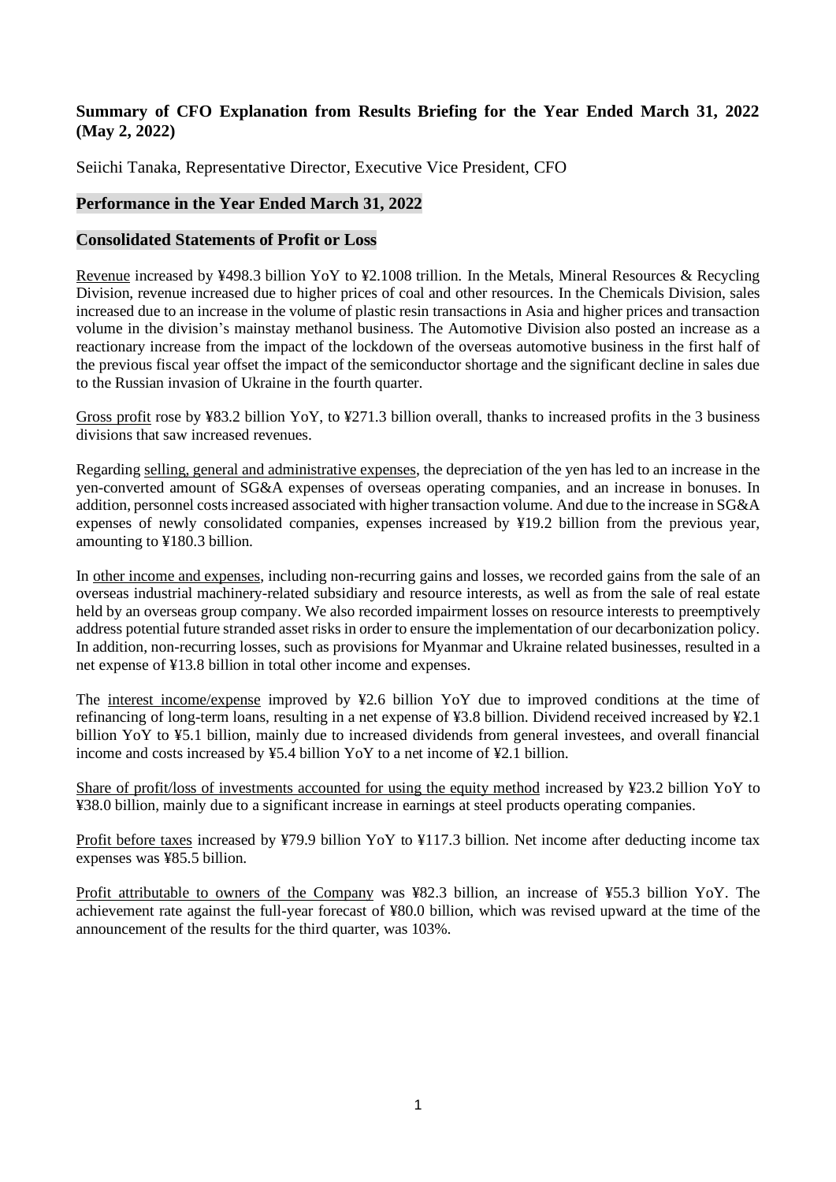# Summary of CFO Explanation from Results Briefing for the Year Ended March 31, 2022 (May 2, 2022)

Seiichi Tanaka, Representative Director, Executive Vice President, CFO

## Performance in the Year Ended March 31, 2022

### Consolidated Statements of Profit or Loss

Revenue increased by ¥498.3 billion YoY to ¥2.1008 trillion. In the Metals, Mineral Resources & Recycling Division, revenue increased due to higher prices of coal and other resources. In the Chemicals Division, sales increased due to an increase in the volume of plastic resin transactions in Asia and higher prices and transaction volume in the division's mainstay methanol business. The Automotive Division also posted an increase as a reactionary increase from the impact of the lockdown of the overseas automotive business in the first half of the previous fiscal year offset the impact of the semiconductor shortage and the significant decline in sales due to the Russian invasion of Ukraine in the fourth quarter.

Gross profit rose by ¥83.2 billion YoY, to ¥271.3 billion overall, thanks to increased profits in the 3 business divisions that saw increased revenues.

Regarding selling, general and administrative expenses, the depreciation of the yen has led to an increase in the yen-converted amount of SG&A expenses of overseas operating companies, and an increase in bonuses. In addition, personnel costs increased associated with higher transaction volume. And due to the increase in SG&A expenses of newly consolidated companies, expenses increased by ¥19.2 billion from the previous year, amounting to ¥180.3 billion.

In other income and expenses, including non-recurring gains and losses, we recorded gains from the sale of an overseas industrial machinery-related subsidiary and resource interests, as well as from the sale of real estate held by an overseas group company. We also recorded impairment losses on resource interests to preemptively address potential future stranded asset risks in order to ensure the implementation of our decarbonization policy. In addition, non-recurring losses, such as provisions for Myanmar and Ukraine related businesses, resulted in a net expense of ¥13.8 billion in total other income and expenses.

The interest income/expense improved by ¥2.6 billion YoY due to improved conditions at the time of refinancing of long-term loans, resulting in a net expense of ¥3.8 billion. Dividend received increased by ¥2.1 billion YoY to ¥5.1 billion, mainly due to increased dividends from general investees, and overall financial income and costs increased by ¥5.4 billion YoY to a net income of ¥2.1 billion.

Share of profit/loss of investments accounted for using the equity method increased by ¥23.2 billion YoY to ¥38.0 billion, mainly due to a significant increase in earnings at steel products operating companies.

Profit before taxes increased by ¥79.9 billion YoY to ¥117.3 billion. Net income after deducting income tax expenses was ¥85.5 billion.

Profit attributable to owners of the Company was ¥82.3 billion, an increase of ¥55.3 billion YoY. The achievement rate against the full-year forecast of ¥80.0 billion, which was revised upward at the time of the announcement of the results for the third quarter, was 103%.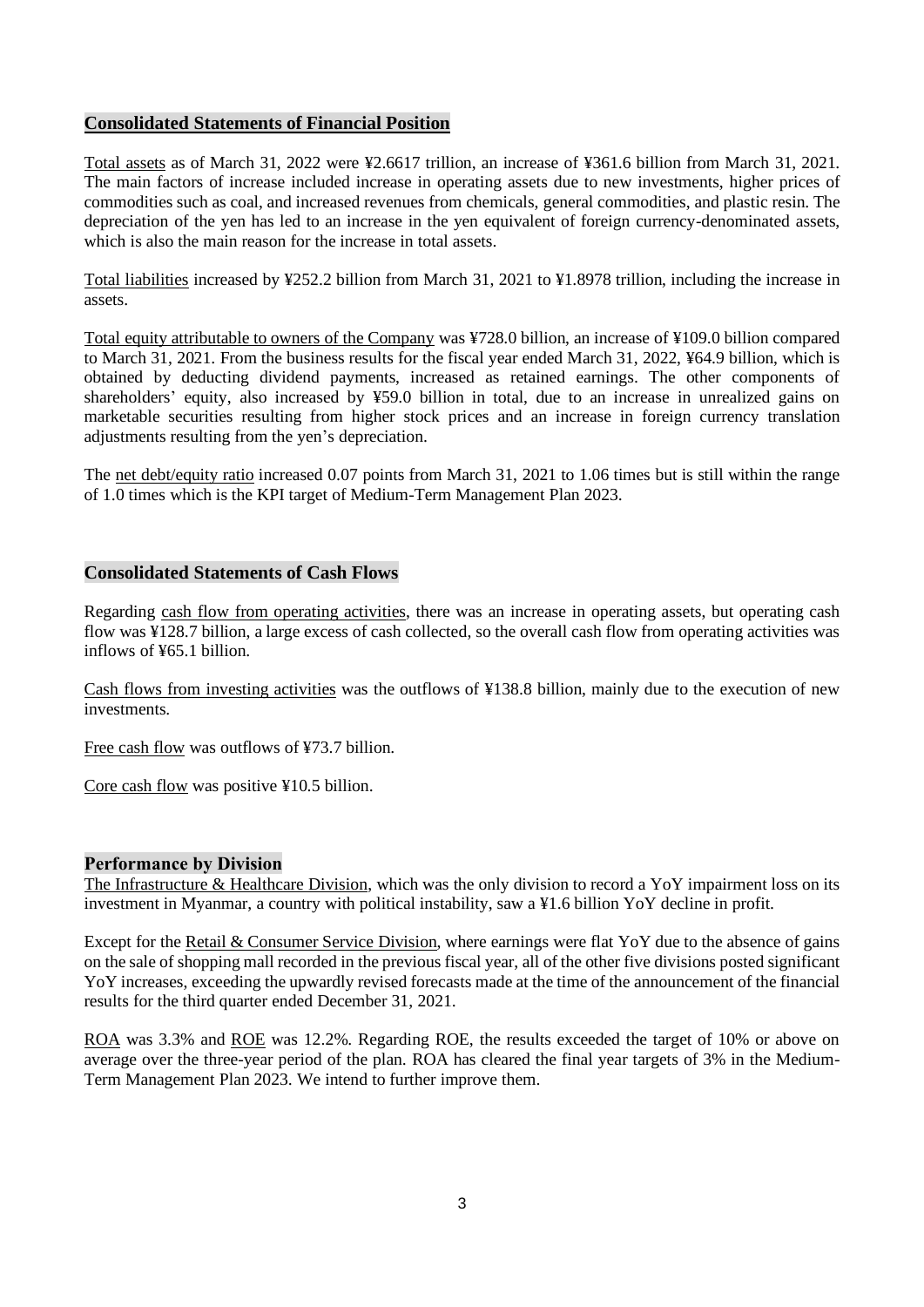## Consolidated Statements of Financial Position

Total assets as of March 31, 2022 were ¥2.6617 trillion, an increase of ¥361.6 billion from March 31, 2021. The main factors of increase included increase in operating assets due to new investments, higher prices of commodities such as coal, and increased revenues from chemicals, general commodities, and plastic resin. The depreciation of the yen has led to an increase in the yen equivalent of foreign currency-denominated assets, which is also the main reason for the increase in total assets.

Total liabilities increased by ¥252.2 billion from March 31, 2021 to ¥1.8978 trillion, including the increase in assets.

Total equity attributable to owners of the Company was ¥728.0 billion, an increase of ¥109.0 billion compared to March 31, 2021. From the business results for the fiscal year ended March 31, 2022, ¥64.9 billion, which is obtained by deducting dividend payments, increased as retained earnings. The other components of shareholders' equity, also increased by ¥59.0 billion in total, due to an increase in unrealized gains on marketable securities resulting from higher stock prices and an increase in foreign currency translation adjustments resulting from the yen's depreciation.

The net debt/equity ratio increased 0.07 points from March 31, 2021 to 1.06 times but is still within the range of 1.0 times which is the KPI target of Medium-Term Management Plan 2023.

## Consolidated Statements of Cash Flows

Regarding cash flow from operating activities, there was an increase in operating assets, but operating cash flow was ¥128.7 billion, a large excess of cash collected, so the overall cash flow from operating activities was inflows of ¥65.1 billion.

Cash flows from investing activities was the outflows of ¥138.8 billion, mainly due to the execution of new investments.

Free cash flow was outflows of ¥73.7 billion.

Core cash flow was positive ¥10.5 billion.

## Performance by Division

The Infrastructure & Healthcare Division, which was the only division to record a YoY impairment loss on its investment in Myanmar, a country with political instability, saw a ¥1.6 billion YoY decline in profit.

Except for the Retail & Consumer Service Division, where earnings were flat YoY due to the absence of gains on the sale of shopping mall recorded in the previous fiscal year, all of the other five divisions posted significant YoY increases, exceeding the upwardly revised forecasts made at the time of the announcement of the financial results for the third quarter ended December 31, 2021.

ROA was 3.3% and ROE was 12.2%. Regarding ROE, the results exceeded the target of 10% or above on average over the three-year period of the plan. ROA has cleared the final year targets of 3% in the Medium-Term Management Plan 2023. We intend to further improve them.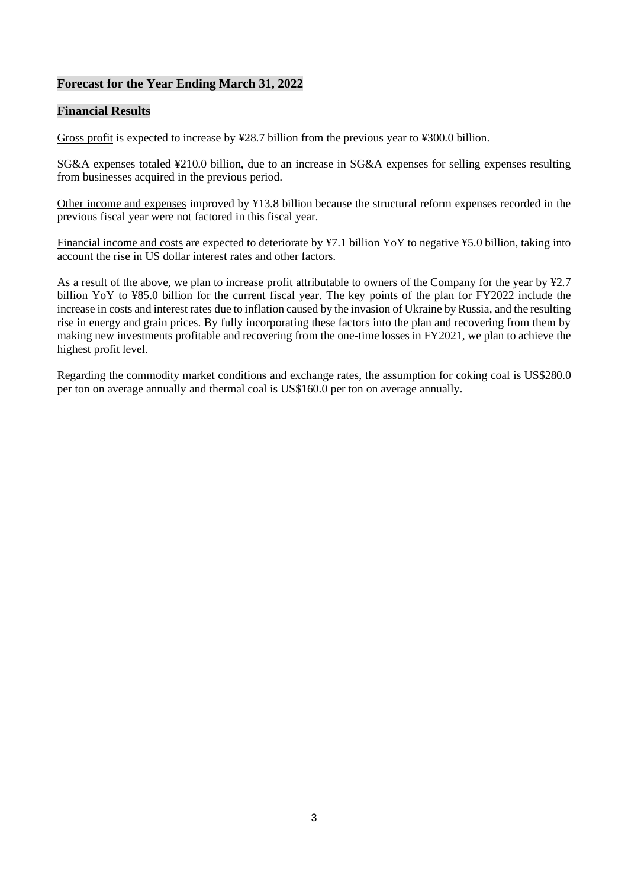## Forecast for the Year Ending March 31, 2022

## Financial Results

Gross profit is expected to increase by ¥28.7 billion from the previous year to ¥300.0 billion.

SG&A expenses totaled ¥210.0 billion, due to an increase in SG&A expenses for selling expenses resulting from businesses acquired in the previous period.

Other income and expenses improved by ¥13.8 billion because the structural reform expenses recorded in the previous fiscal year were not factored in this fiscal year.

Financial income and costs are expected to deteriorate by ¥7.1 billion YoY to negative ¥5.0 billion, taking into account the rise in US dollar interest rates and other factors.

As a result of the above, we plan to increase profit attributable to owners of the Company for the year by ¥2.7 billion YoY to ¥85.0 billion for the current fiscal year. The key points of the plan for FY2022 include the increase in costs and interest rates due to inflation caused by the invasion of Ukraine by Russia, and the resulting rise in energy and grain prices. By fully incorporating these factors into the plan and recovering from them by making new investments profitable and recovering from the one-time losses in FY2021, we plan to achieve the highest profit level.

Regarding the commodity market conditions and exchange rates, the assumption for coking coal is US$280.0 per ton on average annually and thermal coal is US$160.0 per ton on average annually.